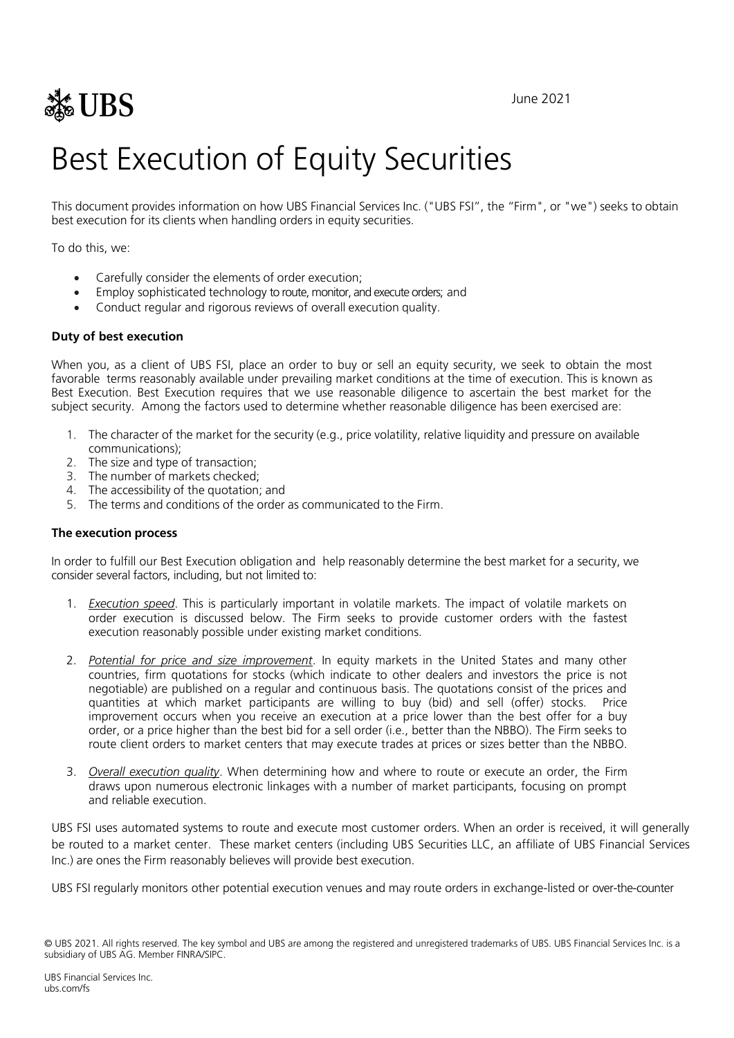June 2021

# Best Execution of Equity Securities

This document provides information on how UBS Financial Services Inc. ("UBS FSI", the "Firm", or "we") seeks to obtain best execution for its clients when handling orders in equity securities.

To do this, we:

- Carefully consider the elements of order execution;
- Employ sophisticated technology to route, monitor, and execute orders; and
- Conduct regular and rigorous reviews of overall execution quality.

**Duty of best execution**

When you, as a client of UBS FSI, place an order to buy or sell an equity security, we seek to obtain the most favorable terms reasonably available under prevailing market conditions at the time of execution. This is known as Best Execution. Best Execution requires that we use reasonable diligence to ascertain the best market for the subject security. Among the factors used to determine whether reasonable diligence has been exercised are:

1. The character of the market for the security (e.g., price volatility, relative liquidity and pressure on available communications);
2. The size and type of transaction;
3. The number of markets checked;
4. The accessibility of the quotation; and
5. The terms and conditions of the order as communicated to the Firm.

**The execution process**

In order to fulfill our Best Execution obligation and help reasonably determine the best market for a security, we consider several factors, including, but not limited to:

1. *Execution speed*. This is particularly important in volatile markets. The impact of volatile markets on order execution is discussed below. The Firm seeks to provide customer orders with the fastest execution reasonably possible under existing market conditions.
2. *Potential for price and size improvement*. In equity markets in the United States and many other countries, firm quotations for stocks (which indicate to other dealers and investors the price is not negotiable) are published on a regular and continuous basis. The quotations consist of the prices and quantities at which market participants are willing to buy (bid) and sell (offer) stocks. Price improvement occurs when you receive an execution at a price lower than the best offer for a buy order, or a price higher than the best bid for a sell order (i.e., better than the NBBO). The Firm seeks to route client orders to market centers that may execute trades at prices or sizes better than the NBBO.
3. *Overall execution quality*. When determining how and where to route or execute an order, the Firm draws upon numerous electronic linkages with a number of market participants, focusing on prompt and reliable execution.

UBS FSI uses automated systems to route and execute most customer orders. When an order is received, it will generally be routed to a market center. These market centers (including UBS Securities LLC, an affiliate of UBS Financial Services Inc.) are ones the Firm reasonably believes will provide best execution.

UBS FSI regularly monitors other potential execution venues and may route orders in exchange-listed or over-the-counter

© UBS 2021. All rights reserved. The key symbol and UBS are among the registered and unregistered trademarks of UBS. UBS Financial Services Inc. is a subsidiary of UBS AG. Member FINRA/SIPC.

UBS Financial Services Inc.
ubs.com/fs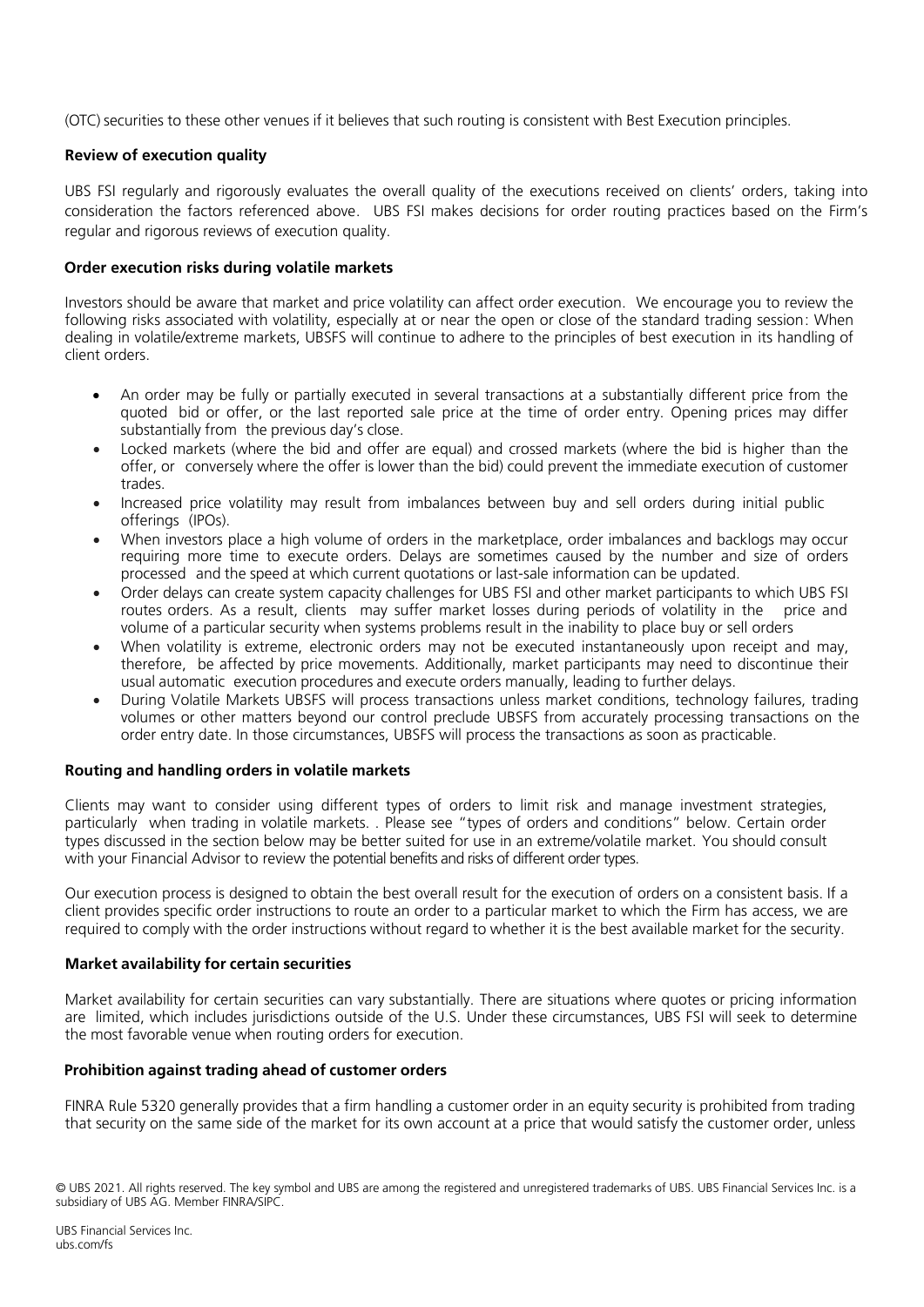(OTC) securities to these other venues if it believes that such routing is consistent with Best Execution principles.

### Review of execution quality

UBS FSI regularly and rigorously evaluates the overall quality of the executions received on clients' orders, taking into consideration the factors referenced above. UBS FSI makes decisions for order routing practices based on the Firm's regular and rigorous reviews of execution quality.

### Order execution risks during volatile markets

Investors should be aware that market and price volatility can affect order execution. We encourage you to review the following risks associated with volatility, especially at or near the open or close of the standard trading session: When dealing in volatile/extreme markets, UBSFS will continue to adhere to the principles of best execution in its handling of client orders.

- An order may be fully or partially executed in several transactions at a substantially different price from the quoted bid or offer, or the last reported sale price at the time of order entry. Opening prices may differ substantially from the previous day's close.
- Locked markets (where the bid and offer are equal) and crossed markets (where the bid is higher than the offer, or conversely where the offer is lower than the bid) could prevent the immediate execution of customer trades.
- Increased price volatility may result from imbalances between buy and sell orders during initial public offerings (IPOs).
- When investors place a high volume of orders in the marketplace, order imbalances and backlogs may occur requiring more time to execute orders. Delays are sometimes caused by the number and size of orders processed and the speed at which current quotations or last-sale information can be updated.
- Order delays can create system capacity challenges for UBS FSI and other market participants to which UBS FSI routes orders. As a result, clients may suffer market losses during periods of volatility in the price and volume of a particular security when systems problems result in the inability to place buy or sell orders
- When volatility is extreme, electronic orders may not be executed instantaneously upon receipt and may, therefore, be affected by price movements. Additionally, market participants may need to discontinue their usual automatic execution procedures and execute orders manually, leading to further delays.
- During Volatile Markets UBSFS will process transactions unless market conditions, technology failures, trading volumes or other matters beyond our control preclude UBSFS from accurately processing transactions on the order entry date. In those circumstances, UBSFS will process the transactions as soon as practicable.

### Routing and handling orders in volatile markets

Clients may want to consider using different types of orders to limit risk and manage investment strategies, particularly when trading in volatile markets. . Please see "types of orders and conditions" below. Certain order types discussed in the section below may be better suited for use in an extreme/volatile market. You should consult with your Financial Advisor to review the potential benefits and risks of different order types.

Our execution process is designed to obtain the best overall result for the execution of orders on a consistent basis. If a client provides specific order instructions to route an order to a particular market to which the Firm has access, we are required to comply with the order instructions without regard to whether it is the best available market for the security.

### Market availability for certain securities

Market availability for certain securities can vary substantially. There are situations where quotes or pricing information are limited, which includes jurisdictions outside of the U.S. Under these circumstances, UBS FSI will seek to determine the most favorable venue when routing orders for execution.

### Prohibition against trading ahead of customer orders

FINRA Rule 5320 generally provides that a firm handling a customer order in an equity security is prohibited from trading that security on the same side of the market for its own account at a price that would satisfy the customer order, unless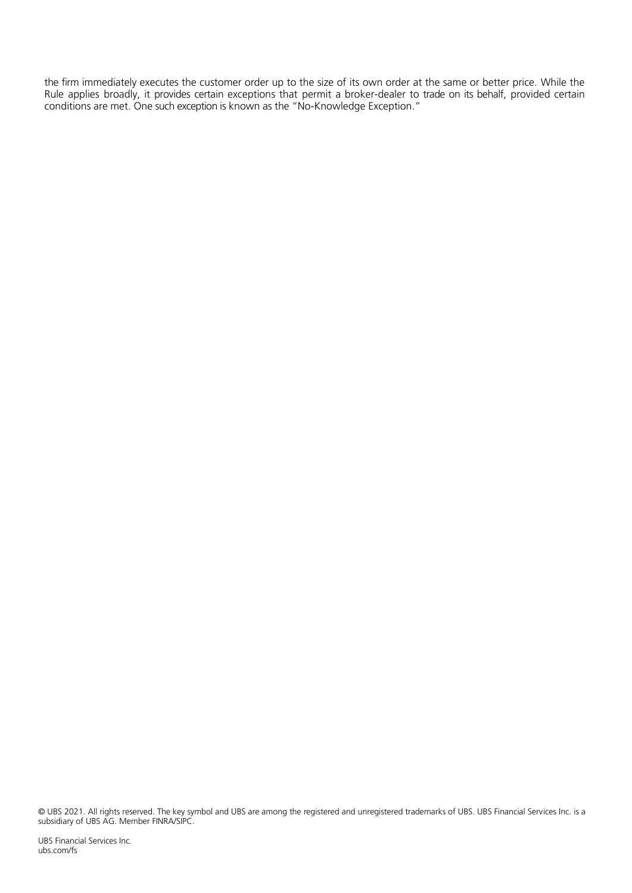the firm immediately executes the customer order up to the size of its own order at the same or better price. While the Rule applies broadly, it provides certain exceptions that permit a broker-dealer to trade on its behalf, provided certain conditions are met. One such exception is known as the "No-Knowledge Exception."

© UBS 2021. All rights reserved. The key symbol and UBS are among the registered and unregistered trademarks of UBS. UBS Financial Services Inc. is a subsidiary of UBS AG. Member FINRA/SIPC.

UBS Financial Services Inc.
ubs.com/fs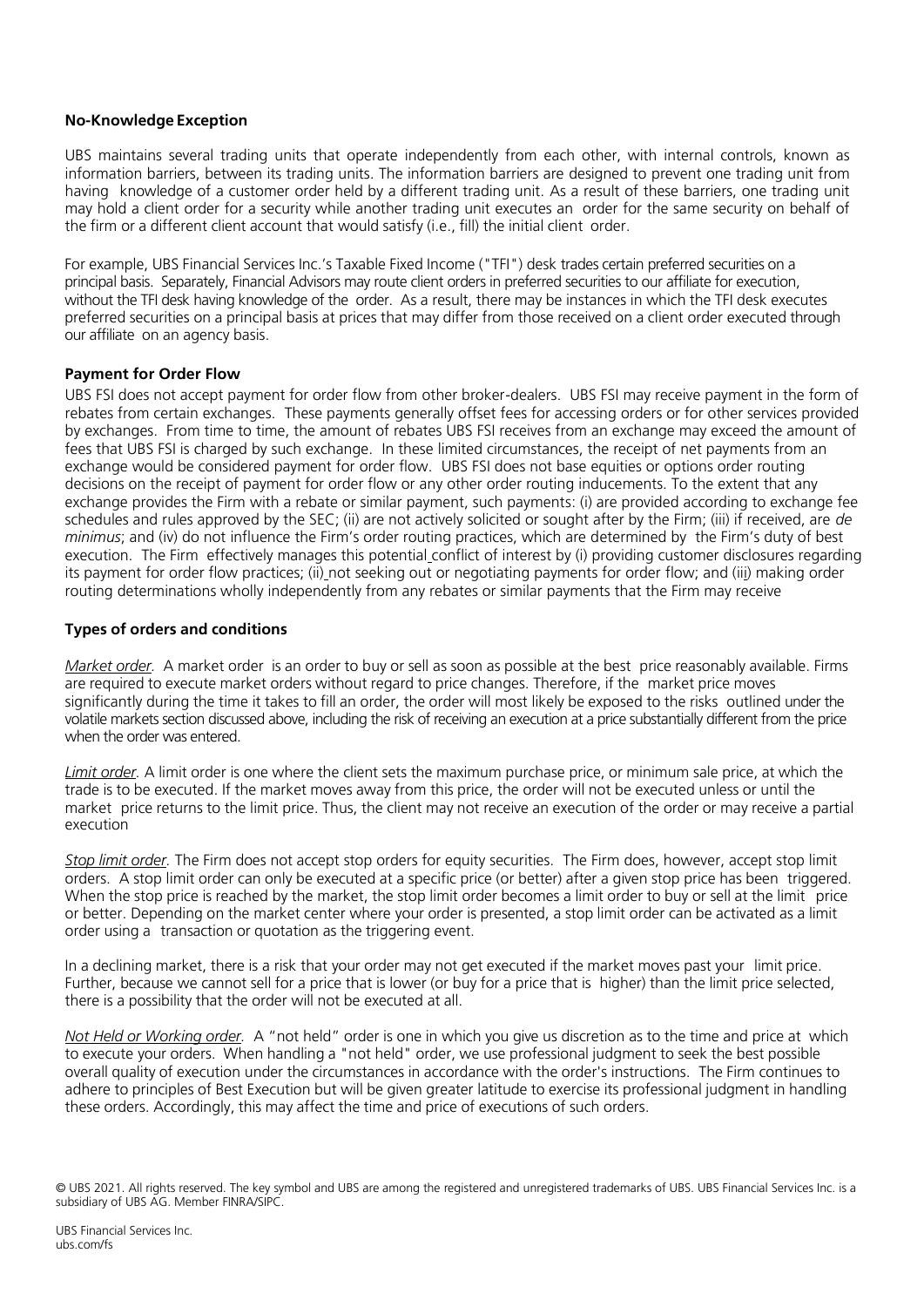**No-Knowledge Exception**

UBS maintains several trading units that operate independently from each other, with internal controls, known as information barriers, between its trading units. The information barriers are designed to prevent one trading unit from having knowledge of a customer order held by a different trading unit. As a result of these barriers, one trading unit may hold a client order for a security while another trading unit executes an order for the same security on behalf of the firm or a different client account that would satisfy (i.e., fill) the initial client order.

For example, UBS Financial Services Inc.'s Taxable Fixed Income ("TFI") desk trades certain preferred securities on a principal basis. Separately, Financial Advisors may route client orders in preferred securities to our affiliate for execution, without the TFI desk having knowledge of the order. As a result, there may be instances in which the TFI desk executes preferred securities on a principal basis at prices that may differ from those received on a client order executed through our affiliate on an agency basis.

**Payment for Order Flow**

UBS FSI does not accept payment for order flow from other broker-dealers. UBS FSI may receive payment in the form of rebates from certain exchanges. These payments generally offset fees for accessing orders or for other services provided by exchanges. From time to time, the amount of rebates UBS FSI receives from an exchange may exceed the amount of fees that UBS FSI is charged by such exchange. In these limited circumstances, the receipt of net payments from an exchange would be considered payment for order flow. UBS FSI does not base equities or options order routing decisions on the receipt of payment for order flow or any other order routing inducements. To the extent that any exchange provides the Firm with a rebate or similar payment, such payments: (i) are provided according to exchange fee schedules and rules approved by the SEC; (ii) are not actively solicited or sought after by the Firm; (iii) if received, are *de minimus*; and (iv) do not influence the Firm's order routing practices, which are determined by the Firm's duty of best execution. The Firm effectively manages this potential conflict of interest by (i) providing customer disclosures regarding its payment for order flow practices; (ii) not seeking out or negotiating payments for order flow; and (iii) making order routing determinations wholly independently from any rebates or similar payments that the Firm may receive

**Types of orders and conditions**

*Market order.* A market order is an order to buy or sell as soon as possible at the best price reasonably available. Firms are required to execute market orders without regard to price changes. Therefore, if the market price moves significantly during the time it takes to fill an order, the order will most likely be exposed to the risks outlined under the volatile markets section discussed above, including the risk of receiving an execution at a price substantially different from the price when the order was entered.

*Limit order.* A limit order is one where the client sets the maximum purchase price, or minimum sale price, at which the trade is to be executed. If the market moves away from this price, the order will not be executed unless or until the market price returns to the limit price. Thus, the client may not receive an execution of the order or may receive a partial execution

*Stop limit order.* The Firm does not accept stop orders for equity securities. The Firm does, however, accept stop limit orders. A stop limit order can only be executed at a specific price (or better) after a given stop price has been triggered. When the stop price is reached by the market, the stop limit order becomes a limit order to buy or sell at the limit price or better. Depending on the market center where your order is presented, a stop limit order can be activated as a limit order using a transaction or quotation as the triggering event.

In a declining market, there is a risk that your order may not get executed if the market moves past your limit price. Further, because we cannot sell for a price that is lower (or buy for a price that is higher) than the limit price selected, there is a possibility that the order will not be executed at all.

*Not Held or Working order.* A "not held" order is one in which you give us discretion as to the time and price at which to execute your orders. When handling a "not held" order, we use professional judgment to seek the best possible overall quality of execution under the circumstances in accordance with the order's instructions. The Firm continues to adhere to principles of Best Execution but will be given greater latitude to exercise its professional judgment in handling these orders. Accordingly, this may affect the time and price of executions of such orders.

© UBS 2021. All rights reserved. The key symbol and UBS are among the registered and unregistered trademarks of UBS. UBS Financial Services Inc. is a subsidiary of UBS AG. Member FINRA/SIPC.

UBS Financial Services Inc.
ubs.com/fs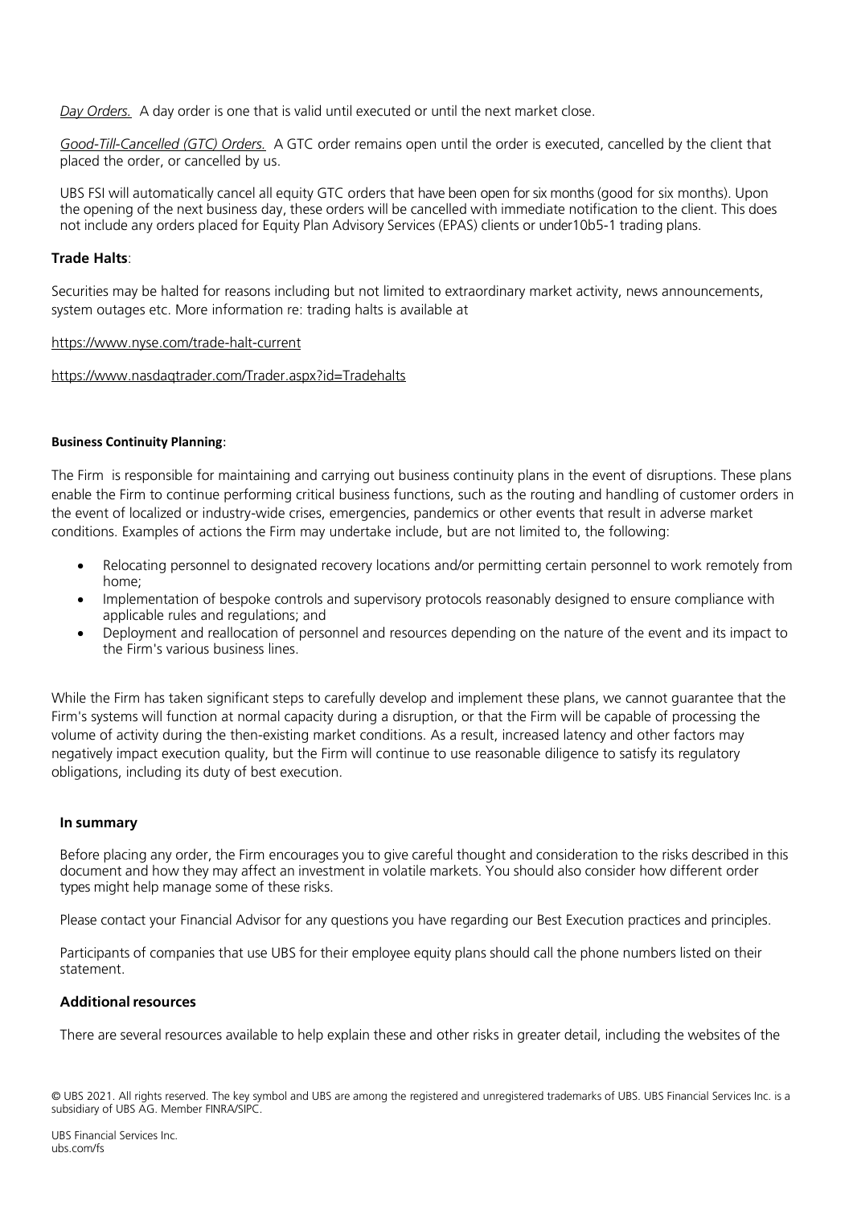*Day Orders.* A day order is one that is valid until executed or until the next market close.

*Good-Till-Cancelled (GTC) Orders.* A GTC order remains open until the order is executed, cancelled by the client that placed the order, or cancelled by us.

UBS FSI will automatically cancel all equity GTC orders that have been open for six months (good for six months). Upon the opening of the next business day, these orders will be cancelled with immediate notification to the client. This does not include any orders placed for Equity Plan Advisory Services (EPAS) clients or under10b5-1 trading plans.

**Trade Halts**:

Securities may be halted for reasons including but not limited to extraordinary market activity, news announcements, system outages etc. More information re: trading halts is available at

https://www.nyse.com/trade-halt-current

https://www.nasdaqtrader.com/Trader.aspx?id=Tradehalts

**Business Continuity Planning**:

The Firm is responsible for maintaining and carrying out business continuity plans in the event of disruptions. These plans enable the Firm to continue performing critical business functions, such as the routing and handling of customer orders in the event of localized or industry-wide crises, emergencies, pandemics or other events that result in adverse market conditions. Examples of actions the Firm may undertake include, but are not limited to, the following:

- Relocating personnel to designated recovery locations and/or permitting certain personnel to work remotely from home;
- Implementation of bespoke controls and supervisory protocols reasonably designed to ensure compliance with applicable rules and regulations; and
- Deployment and reallocation of personnel and resources depending on the nature of the event and its impact to the Firm's various business lines.

While the Firm has taken significant steps to carefully develop and implement these plans, we cannot guarantee that the Firm's systems will function at normal capacity during a disruption, or that the Firm will be capable of processing the volume of activity during the then-existing market conditions. As a result, increased latency and other factors may negatively impact execution quality, but the Firm will continue to use reasonable diligence to satisfy its regulatory obligations, including its duty of best execution.

**In summary**

Before placing any order, the Firm encourages you to give careful thought and consideration to the risks described in this document and how they may affect an investment in volatile markets. You should also consider how different order types might help manage some of these risks.

Please contact your Financial Advisor for any questions you have regarding our Best Execution practices and principles.

Participants of companies that use UBS for their employee equity plans should call the phone numbers listed on their statement.

**Additional resources**

There are several resources available to help explain these and other risks in greater detail, including the websites of the

© UBS 2021. All rights reserved. The key symbol and UBS are among the registered and unregistered trademarks of UBS. UBS Financial Services Inc. is a subsidiary of UBS AG. Member FINRA/SIPC.

UBS Financial Services Inc.
ubs.com/fs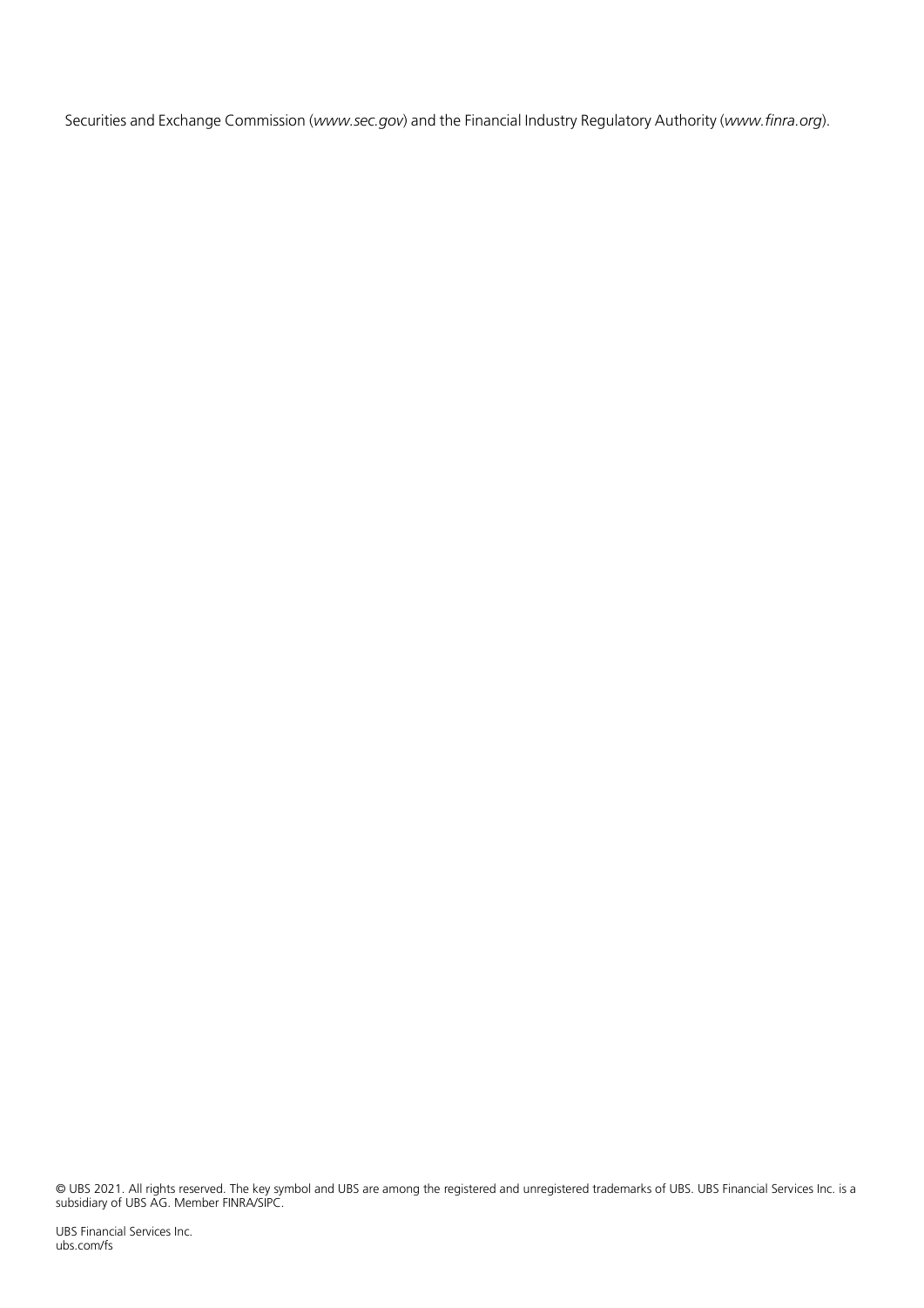Securities and Exchange Commission (*www.sec.gov*) and the Financial Industry Regulatory Authority (*www.finra.org*).

© UBS 2021. All rights reserved. The key symbol and UBS are among the registered and unregistered trademarks of UBS. UBS Financial Services Inc. is a subsidiary of UBS AG. Member FINRA/SIPC.

UBS Financial Services Inc.
ubs.com/fs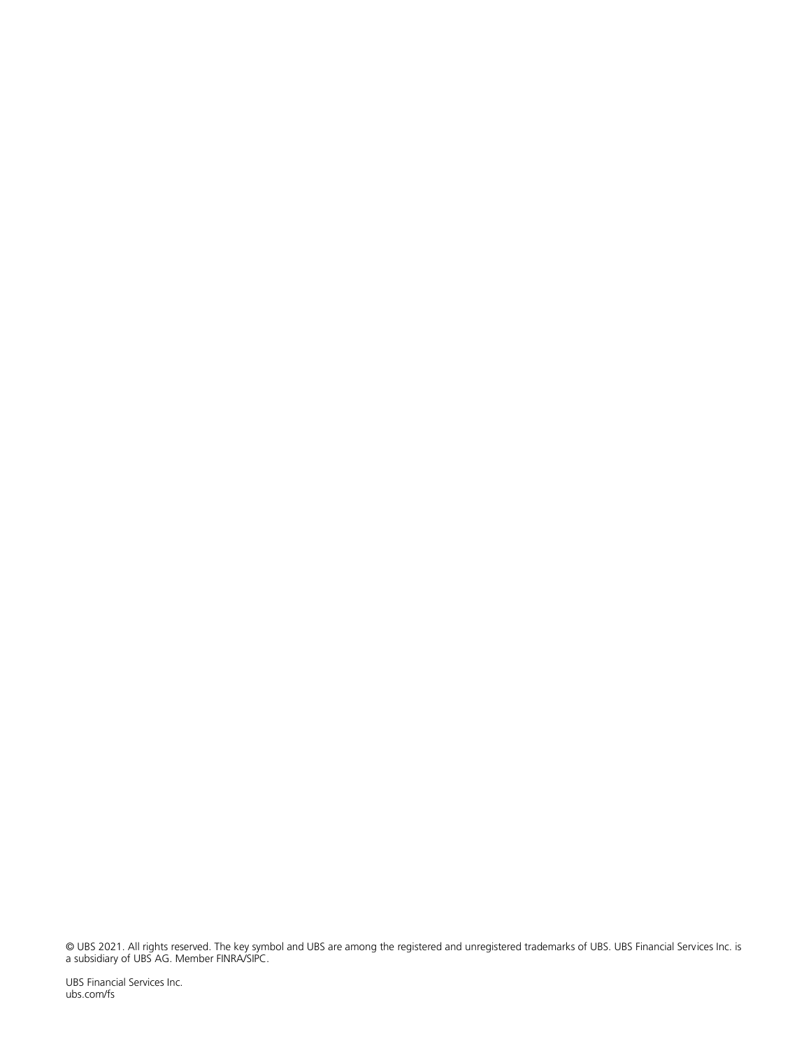© UBS 2021. All rights reserved. The key symbol and UBS are among the registered and unregistered trademarks of UBS. UBS Financial Services Inc. is a subsidiary of UBS AG. Member FINRA/SIPC.

UBS Financial Services Inc.
ubs.com/fs